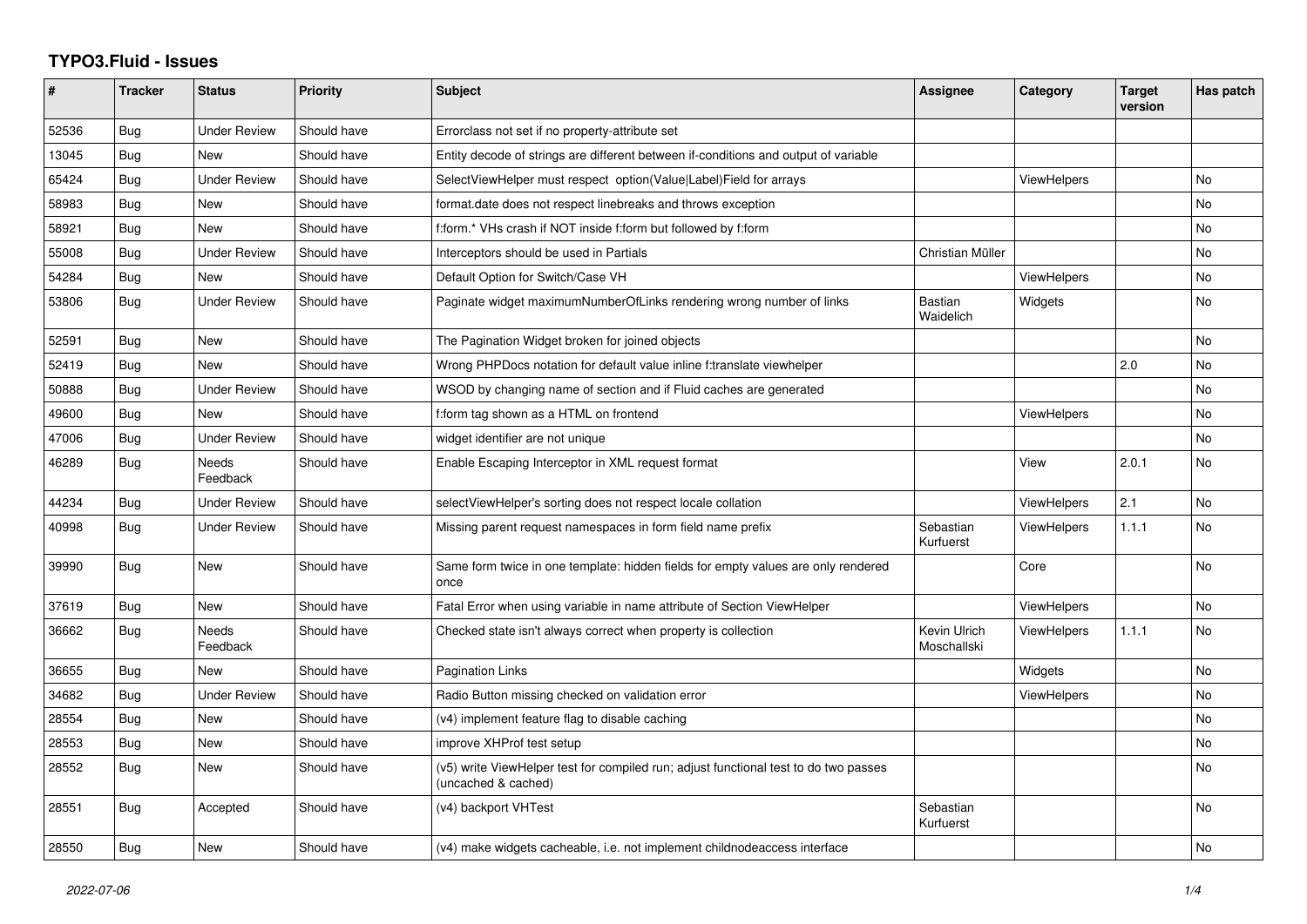# TYPO3.Fluid - Issues

| # | Tracker | Status | Priority | Subject | Assignee | Category | Target version | Has patch |
|---|---|---|---|---|---|---|---|---|
| 52536 | Bug | Under Review | Should have | Errorclass not set if no property-attribute set | | | | |
| 13045 | Bug | New | Should have | Entity decode of strings are different between if-conditions and output of variable | | | | |
| 65424 | Bug | Under Review | Should have | SelectViewHelper must respect option(Value\|Label)Field for arrays | | ViewHelpers | | No |
| 58983 | Bug | New | Should have | format.date does not respect linebreaks and throws exception | | | | No |
| 58921 | Bug | New | Should have | f:form.* VHs crash if NOT inside f:form but followed by f:form | | | | No |
| 55008 | Bug | Under Review | Should have | Interceptors should be used in Partials | Christian Müller | | | No |
| 54284 | Bug | New | Should have | Default Option for Switch/Case VH | | ViewHelpers | | No |
| 53806 | Bug | Under Review | Should have | Paginate widget maximumNumberOfLinks rendering wrong number of links | Bastian Waidelich | Widgets | | No |
| 52591 | Bug | New | Should have | The Pagination Widget broken for joined objects | | | | No |
| 52419 | Bug | New | Should have | Wrong PHPDocs notation for default value inline f:translate viewhelper | | | 2.0 | No |
| 50888 | Bug | Under Review | Should have | WSOD by changing name of section and if Fluid caches are generated | | | | No |
| 49600 | Bug | New | Should have | f:form tag shown as a HTML on frontend | | ViewHelpers | | No |
| 47006 | Bug | Under Review | Should have | widget identifier are not unique | | | | No |
| 46289 | Bug | Needs Feedback | Should have | Enable Escaping Interceptor in XML request format | | View | 2.0.1 | No |
| 44234 | Bug | Under Review | Should have | selectViewHelper's sorting does not respect locale collation | | ViewHelpers | 2.1 | No |
| 40998 | Bug | Under Review | Should have | Missing parent request namespaces in form field name prefix | Sebastian Kurfuerst | ViewHelpers | 1.1.1 | No |
| 39990 | Bug | New | Should have | Same form twice in one template: hidden fields for empty values are only rendered once | | Core | | No |
| 37619 | Bug | New | Should have | Fatal Error when using variable in name attribute of Section ViewHelper | | ViewHelpers | | No |
| 36662 | Bug | Needs Feedback | Should have | Checked state isn't always correct when property is collection | Kevin Ulrich Moschallski | ViewHelpers | 1.1.1 | No |
| 36655 | Bug | New | Should have | Pagination Links | | Widgets | | No |
| 34682 | Bug | Under Review | Should have | Radio Button missing checked on validation error | | ViewHelpers | | No |
| 28554 | Bug | New | Should have | (v4) implement feature flag to disable caching | | | | No |
| 28553 | Bug | New | Should have | improve XHProf test setup | | | | No |
| 28552 | Bug | New | Should have | (v5) write ViewHelper test for compiled run; adjust functional test to do two passes (uncached & cached) | | | | No |
| 28551 | Bug | Accepted | Should have | (v4) backport VHTest | Sebastian Kurfuerst | | | No |
| 28550 | Bug | New | Should have | (v4) make widgets cacheable, i.e. not implement childnodeaccess interface | | | | No |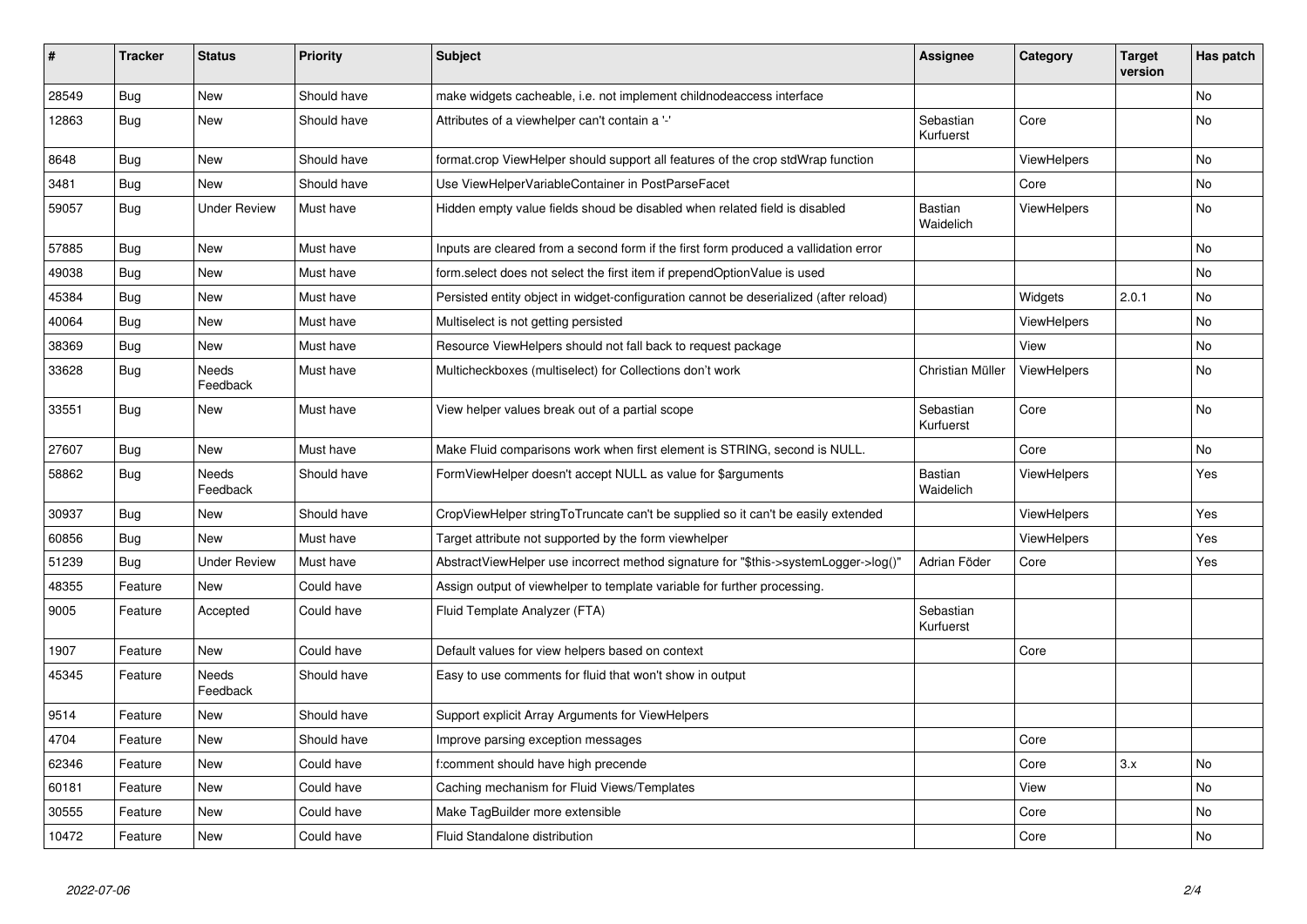| # | Tracker | Status | Priority | Subject | Assignee | Category | Target version | Has patch |
|---|---|---|---|---|---|---|---|---|
| 28549 | Bug | New | Should have | make widgets cacheable, i.e. not implement childnodeaccess interface | | | | No |
| 12863 | Bug | New | Should have | Attributes of a viewhelper can't contain a '-' | Sebastian Kurfuerst | Core | | No |
| 8648 | Bug | New | Should have | format.crop ViewHelper should support all features of the crop stdWrap function | | ViewHelpers | | No |
| 3481 | Bug | New | Should have | Use ViewHelperVariableContainer in PostParseFacet | | Core | | No |
| 59057 | Bug | Under Review | Must have | Hidden empty value fields shoud be disabled when related field is disabled | Bastian Waidelich | ViewHelpers | | No |
| 57885 | Bug | New | Must have | Inputs are cleared from a second form if the first form produced a vallidation error | | | | No |
| 49038 | Bug | New | Must have | form.select does not select the first item if prependOptionValue is used | | | | No |
| 45384 | Bug | New | Must have | Persisted entity object in widget-configuration cannot be deserialized (after reload) | | Widgets | 2.0.1 | No |
| 40064 | Bug | New | Must have | Multiselect is not getting persisted | | ViewHelpers | | No |
| 38369 | Bug | New | Must have | Resource ViewHelpers should not fall back to request package | | View | | No |
| 33628 | Bug | Needs Feedback | Must have | Multicheckboxes (multiselect) for Collections don't work | Christian Müller | ViewHelpers | | No |
| 33551 | Bug | New | Must have | View helper values break out of a partial scope | Sebastian Kurfuerst | Core | | No |
| 27607 | Bug | New | Must have | Make Fluid comparisons work when first element is STRING, second is NULL. | | Core | | No |
| 58862 | Bug | Needs Feedback | Should have | FormViewHelper doesn't accept NULL as value for $arguments | Bastian Waidelich | ViewHelpers | | Yes |
| 30937 | Bug | New | Should have | CropViewHelper stringToTruncate can't be supplied so it can't be easily extended | | ViewHelpers | | Yes |
| 60856 | Bug | New | Must have | Target attribute not supported by the form viewhelper | | ViewHelpers | | Yes |
| 51239 | Bug | Under Review | Must have | AbstractViewHelper use incorrect method signature for "$this->systemLogger->log()" | Adrian Föder | Core | | Yes |
| 48355 | Feature | New | Could have | Assign output of viewhelper to template variable for further processing. | | | | |
| 9005 | Feature | Accepted | Could have | Fluid Template Analyzer (FTA) | Sebastian Kurfuerst | | | |
| 1907 | Feature | New | Could have | Default values for view helpers based on context | | Core | | |
| 45345 | Feature | Needs Feedback | Should have | Easy to use comments for fluid that won't show in output | | | | |
| 9514 | Feature | New | Should have | Support explicit Array Arguments for ViewHelpers | | | | |
| 4704 | Feature | New | Should have | Improve parsing exception messages | | Core | | |
| 62346 | Feature | New | Could have | f:comment should have high precende | | Core | 3.x | No |
| 60181 | Feature | New | Could have | Caching mechanism for Fluid Views/Templates | | View | | No |
| 30555 | Feature | New | Could have | Make TagBuilder more extensible | | Core | | No |
| 10472 | Feature | New | Could have | Fluid Standalone distribution | | Core | | No |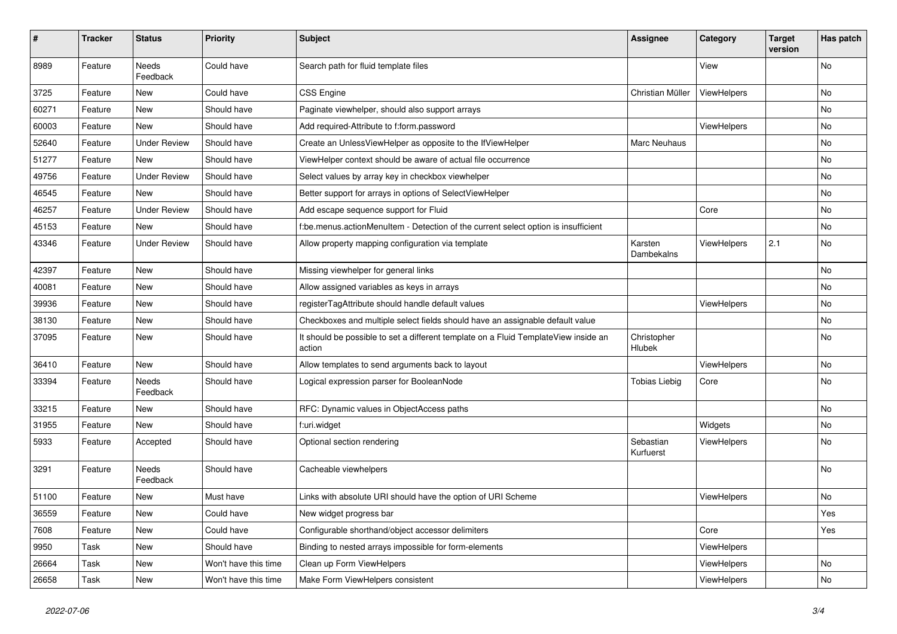| # | Tracker | Status | Priority | Subject | Assignee | Category | Target version | Has patch |
|---|---|---|---|---|---|---|---|---|
| 8989 | Feature | Needs Feedback | Could have | Search path for fluid template files | | View | | No |
| 3725 | Feature | New | Could have | CSS Engine | Christian Müller | ViewHelpers | | No |
| 60271 | Feature | New | Should have | Paginate viewhelper, should also support arrays | | | | No |
| 60003 | Feature | New | Should have | Add required-Attribute to f:form.password | | ViewHelpers | | No |
| 52640 | Feature | Under Review | Should have | Create an UnlessViewHelper as opposite to the IfViewHelper | Marc Neuhaus | | | No |
| 51277 | Feature | New | Should have | ViewHelper context should be aware of actual file occurrence | | | | No |
| 49756 | Feature | Under Review | Should have | Select values by array key in checkbox viewhelper | | | | No |
| 46545 | Feature | New | Should have | Better support for arrays in options of SelectViewHelper | | | | No |
| 46257 | Feature | Under Review | Should have | Add escape sequence support for Fluid | | Core | | No |
| 45153 | Feature | New | Should have | f:be.menus.actionMenuItem - Detection of the current select option is insufficient | | | | No |
| 43346 | Feature | Under Review | Should have | Allow property mapping configuration via template | Karsten Dambekalns | ViewHelpers | 2.1 | No |
| 42397 | Feature | New | Should have | Missing viewhelper for general links | | | | No |
| 40081 | Feature | New | Should have | Allow assigned variables as keys in arrays | | | | No |
| 39936 | Feature | New | Should have | registerTagAttribute should handle default values | | ViewHelpers | | No |
| 38130 | Feature | New | Should have | Checkboxes and multiple select fields should have an assignable default value | | | | No |
| 37095 | Feature | New | Should have | It should be possible to set a different template on a Fluid TemplateView inside an action | Christopher Hlubek | | | No |
| 36410 | Feature | New | Should have | Allow templates to send arguments back to layout | | ViewHelpers | | No |
| 33394 | Feature | Needs Feedback | Should have | Logical expression parser for BooleanNode | Tobias Liebig | Core | | No |
| 33215 | Feature | New | Should have | RFC: Dynamic values in ObjectAccess paths | | | | No |
| 31955 | Feature | New | Should have | f:uri.widget | | Widgets | | No |
| 5933 | Feature | Accepted | Should have | Optional section rendering | Sebastian Kurfuerst | ViewHelpers | | No |
| 3291 | Feature | Needs Feedback | Should have | Cacheable viewhelpers | | | | No |
| 51100 | Feature | New | Must have | Links with absolute URI should have the option of URI Scheme | | ViewHelpers | | No |
| 36559 | Feature | New | Could have | New widget progress bar | | | | Yes |
| 7608 | Feature | New | Could have | Configurable shorthand/object accessor delimiters | | Core | | Yes |
| 9950 | Task | New | Should have | Binding to nested arrays impossible for form-elements | | ViewHelpers | | |
| 26664 | Task | New | Won't have this time | Clean up Form ViewHelpers | | ViewHelpers | | No |
| 26658 | Task | New | Won't have this time | Make Form ViewHelpers consistent | | ViewHelpers | | No |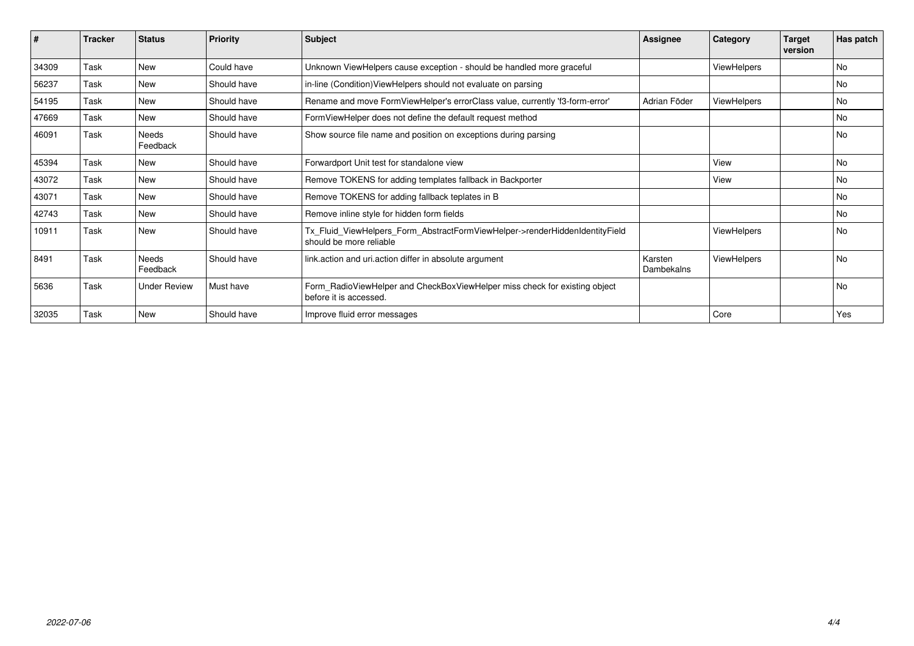| # | Tracker | Status | Priority | Subject | Assignee | Category | Target version | Has patch |
|---|---|---|---|---|---|---|---|---|
| 34309 | Task | New | Could have | Unknown ViewHelpers cause exception - should be handled more graceful | | ViewHelpers | | No |
| 56237 | Task | New | Should have | in-line (Condition)ViewHelpers should not evaluate on parsing | | | | No |
| 54195 | Task | New | Should have | Rename and move FormViewHelper's errorClass value, currently 'f3-form-error' | Adrian Föder | ViewHelpers | | No |
| 47669 | Task | New | Should have | FormViewHelper does not define the default request method | | | | No |
| 46091 | Task | Needs Feedback | Should have | Show source file name and position on exceptions during parsing | | | | No |
| 45394 | Task | New | Should have | Forwardport Unit test for standalone view | | View | | No |
| 43072 | Task | New | Should have | Remove TOKENS for adding templates fallback in Backporter | | View | | No |
| 43071 | Task | New | Should have | Remove TOKENS for adding fallback teplates in B | | | | No |
| 42743 | Task | New | Should have | Remove inline style for hidden form fields | | | | No |
| 10911 | Task | New | Should have | Tx_Fluid_ViewHelpers_Form_AbstractFormViewHelper->renderHiddenIdentityField should be more reliable | | ViewHelpers | | No |
| 8491 | Task | Needs Feedback | Should have | link.action and uri.action differ in absolute argument | Karsten Dambekalns | ViewHelpers | | No |
| 5636 | Task | Under Review | Must have | Form_RadioViewHelper and CheckBoxViewHelper miss check for existing object before it is accessed. | | | | No |
| 32035 | Task | New | Should have | Improve fluid error messages | | Core | | Yes |